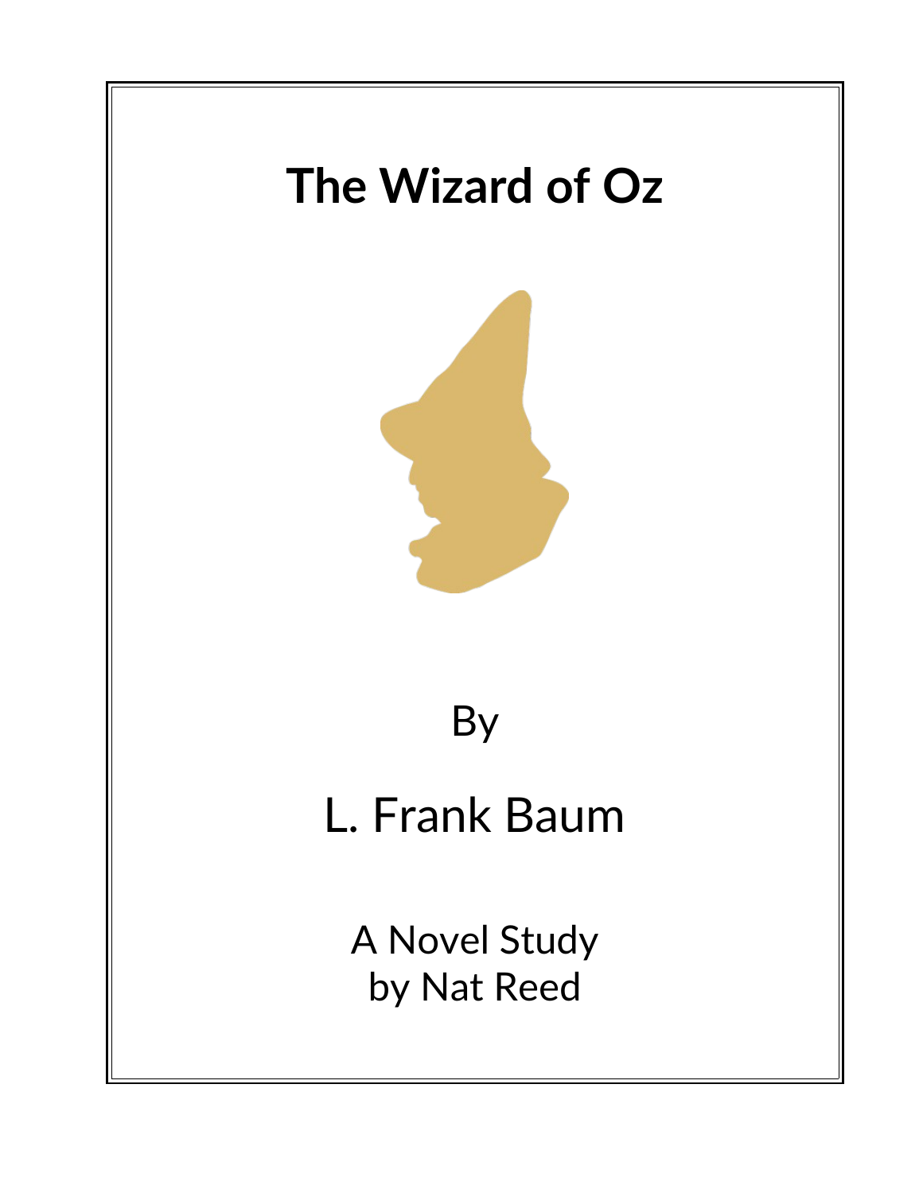# The Wizard of Oz

By

L. Frank Baum

A Novel Study
by Nat Reed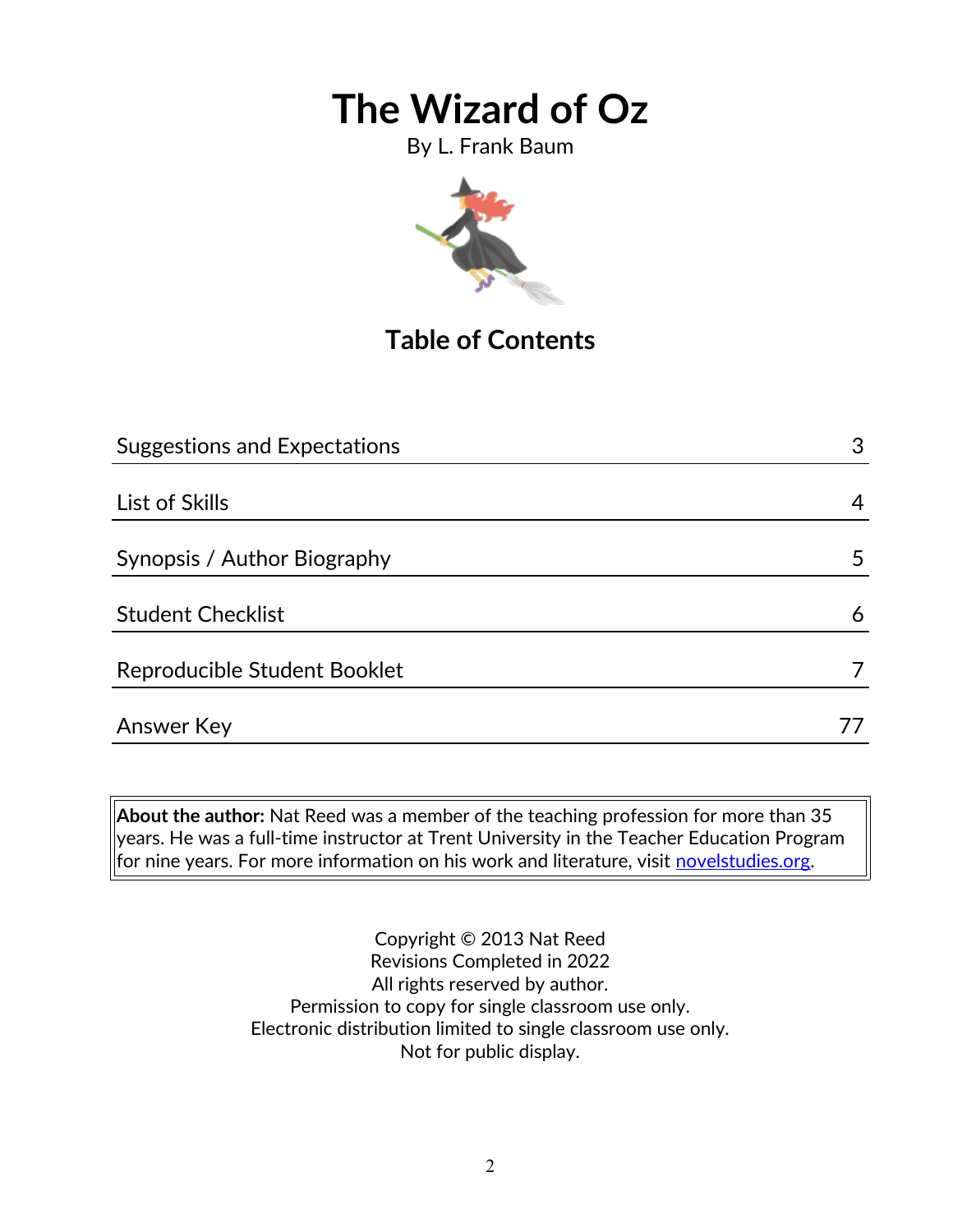# The Wizard of Oz

By L. Frank Baum

## Table of Contents

| | |
|---|---|
| Suggestions and Expectations | 3 |
| List of Skills | 4 |
| Synopsis / Author Biography | 5 |
| Student Checklist | 6 |
| Reproducible Student Booklet | 7 |
| Answer Key | 77 |

**About the author:** Nat Reed was a member of the teaching profession for more than 35 years. He was a full-time instructor at Trent University in the Teacher Education Program for nine years. For more information on his work and literature, visit novelstudies.org.

Copyright © 2013 Nat Reed
Revisions Completed in 2022
All rights reserved by author.
Permission to copy for single classroom use only.
Electronic distribution limited to single classroom use only.
Not for public display.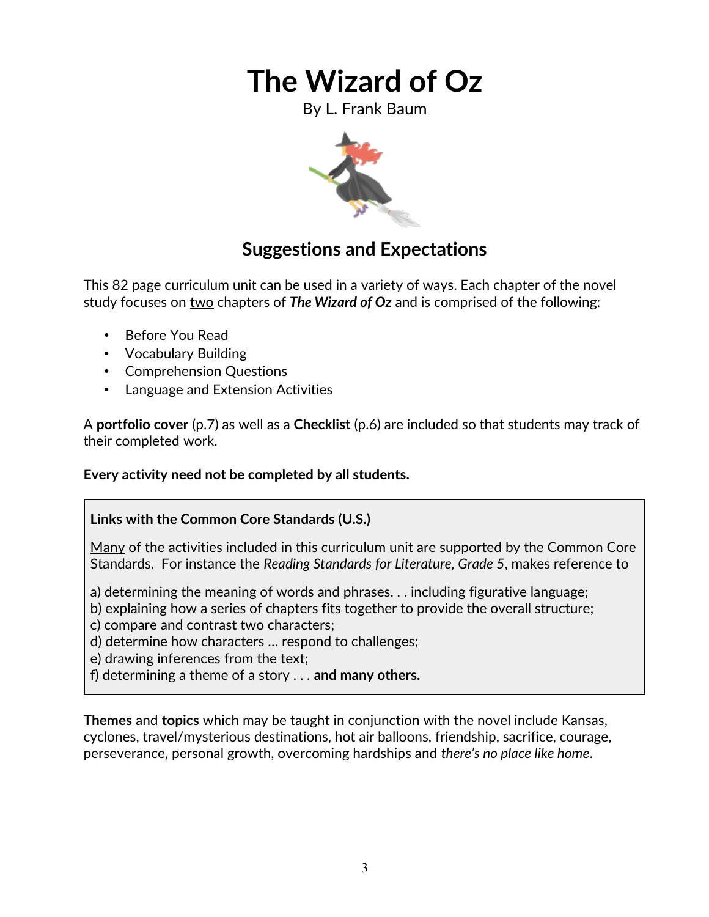# The Wizard of Oz

By L. Frank Baum

## Suggestions and Expectations

This 82 page curriculum unit can be used in a variety of ways. Each chapter of the novel study focuses on <u>two</u> chapters of ***The Wizard of Oz*** and is comprised of the following:

- Before You Read
- Vocabulary Building
- Comprehension Questions
- Language and Extension Activities

A **portfolio cover** (p.7) as well as a **Checklist** (p.6) are included so that students may track of their completed work.

**Every activity need not be completed by all students.**

> **Links with the Common Core Standards (U.S.)**
>
> <u>Many</u> of the activities included in this curriculum unit are supported by the Common Core Standards. For instance the *Reading Standards for Literature, Grade 5*, makes reference to
>
> a) determining the meaning of words and phrases. . . including figurative language;
> b) explaining how a series of chapters fits together to provide the overall structure;
> c) compare and contrast two characters;
> d) determine how characters … respond to challenges;
> e) drawing inferences from the text;
> f) determining a theme of a story . . . **and many others.**

**Themes** and **topics** which may be taught in conjunction with the novel include Kansas, cyclones, travel/mysterious destinations, hot air balloons, friendship, sacrifice, courage, perseverance, personal growth, overcoming hardships and *there's no place like home*.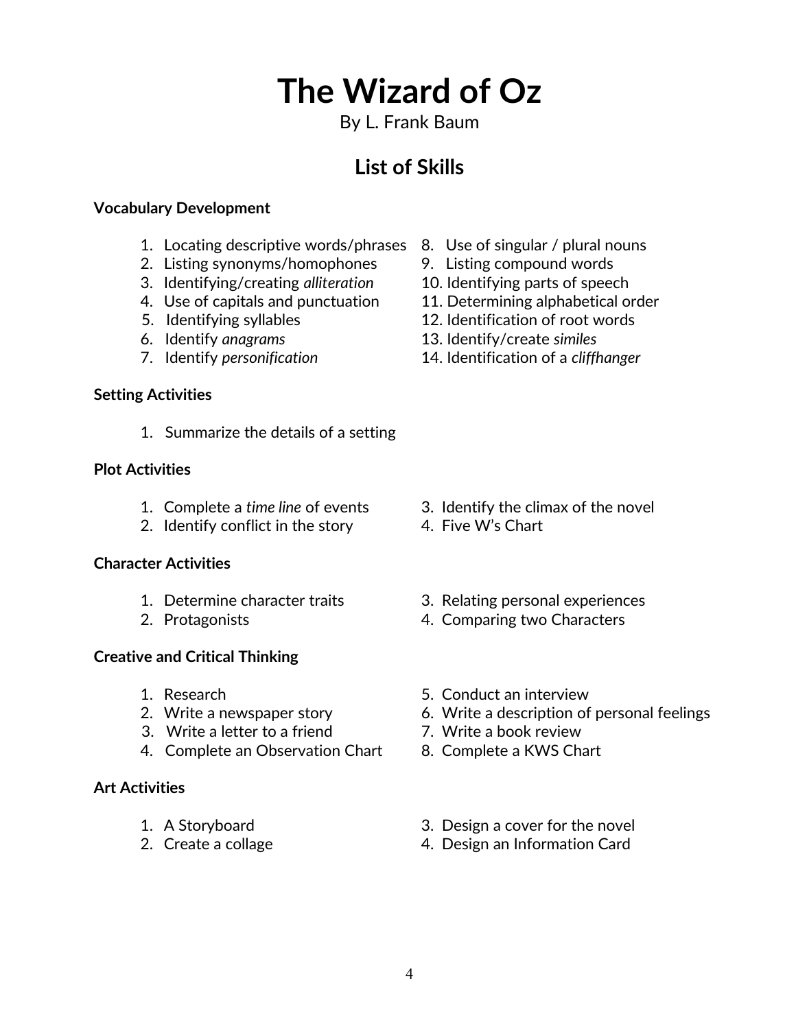# The Wizard of Oz

By L. Frank Baum

## List of Skills

**Vocabulary Development**

1. Locating descriptive words/phrases
2. Listing synonyms/homophones
3. Identifying/creating *alliteration*
4. Use of capitals and punctuation
5. Identifying syllables
6. Identify *anagrams*
7. Identify *personification*
8. Use of singular / plural nouns
9. Listing compound words
10. Identifying parts of speech
11. Determining alphabetical order
12. Identification of root words
13. Identify/create *similes*
14. Identification of a *cliffhanger*

**Setting Activities**

1. Summarize the details of a setting

**Plot Activities**

1. Complete a *time line* of events
2. Identify conflict in the story
3. Identify the climax of the novel
4. Five W's Chart

**Character Activities**

1. Determine character traits
2. Protagonists
3. Relating personal experiences
4. Comparing two Characters

**Creative and Critical Thinking**

1. Research
2. Write a newspaper story
3. Write a letter to a friend
4. Complete an Observation Chart
5. Conduct an interview
6. Write a description of personal feelings
7. Write a book review
8. Complete a KWS Chart

**Art Activities**

1. A Storyboard
2. Create a collage
3. Design a cover for the novel
4. Design an Information Card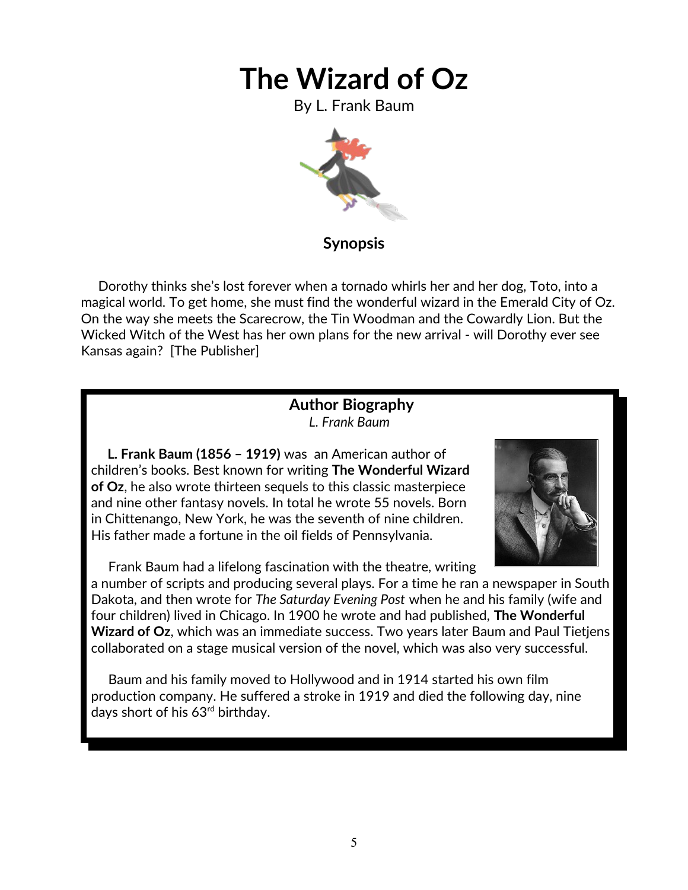# The Wizard of Oz

By L. Frank Baum

### Synopsis

Dorothy thinks she's lost forever when a tornado whirls her and her dog, Toto, into a magical world. To get home, she must find the wonderful wizard in the Emerald City of Oz. On the way she meets the Scarecrow, the Tin Woodman and the Cowardly Lion. But the Wicked Witch of the West has her own plans for the new arrival - will Dorothy ever see Kansas again? [The Publisher]

### Author Biography

*L. Frank Baum*

**L. Frank Baum (1856 – 1919)** was an American author of children's books. Best known for writing **The Wonderful Wizard of Oz**, he also wrote thirteen sequels to this classic masterpiece and nine other fantasy novels. In total he wrote 55 novels. Born in Chittenango, New York, he was the seventh of nine children. His father made a fortune in the oil fields of Pennsylvania.

Frank Baum had a lifelong fascination with the theatre, writing a number of scripts and producing several plays. For a time he ran a newspaper in South Dakota, and then wrote for *The Saturday Evening Post* when he and his family (wife and four children) lived in Chicago. In 1900 he wrote and had published, **The Wonderful Wizard of Oz**, which was an immediate success. Two years later Baum and Paul Tietjens collaborated on a stage musical version of the novel, which was also very successful.

Baum and his family moved to Hollywood and in 1914 started his own film production company. He suffered a stroke in 1919 and died the following day, nine days short of his 63rd birthday.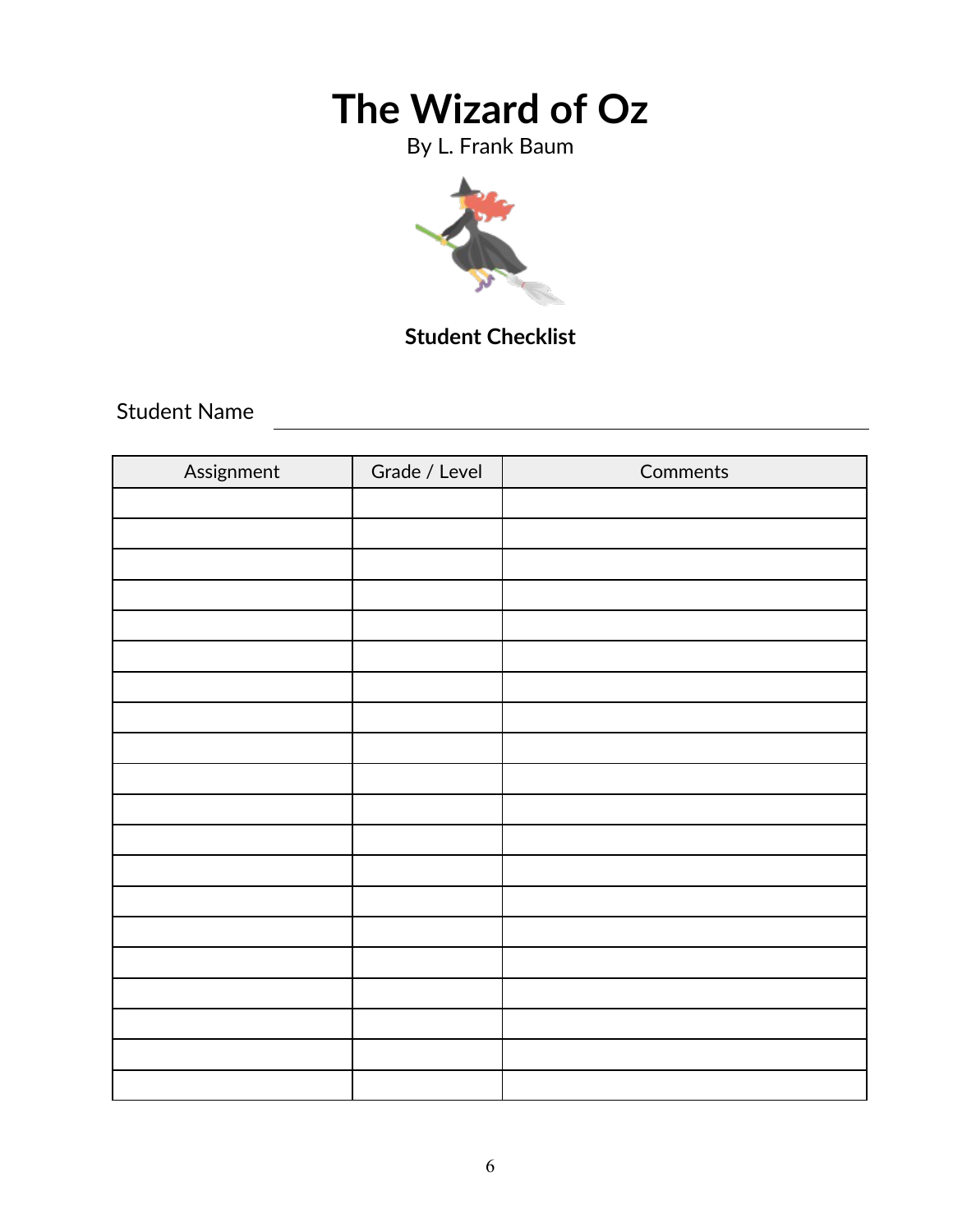# The Wizard of Oz

By L. Frank Baum

**Student Checklist**

Student Name ______________________________

| Assignment | Grade / Level | Comments |
|---|---|---|
| | | |
| | | |
| | | |
| | | |
| | | |
| | | |
| | | |
| | | |
| | | |
| | | |
| | | |
| | | |
| | | |
| | | |
| | | |
| | | |
| | | |
| | | |
| | | |
| | | |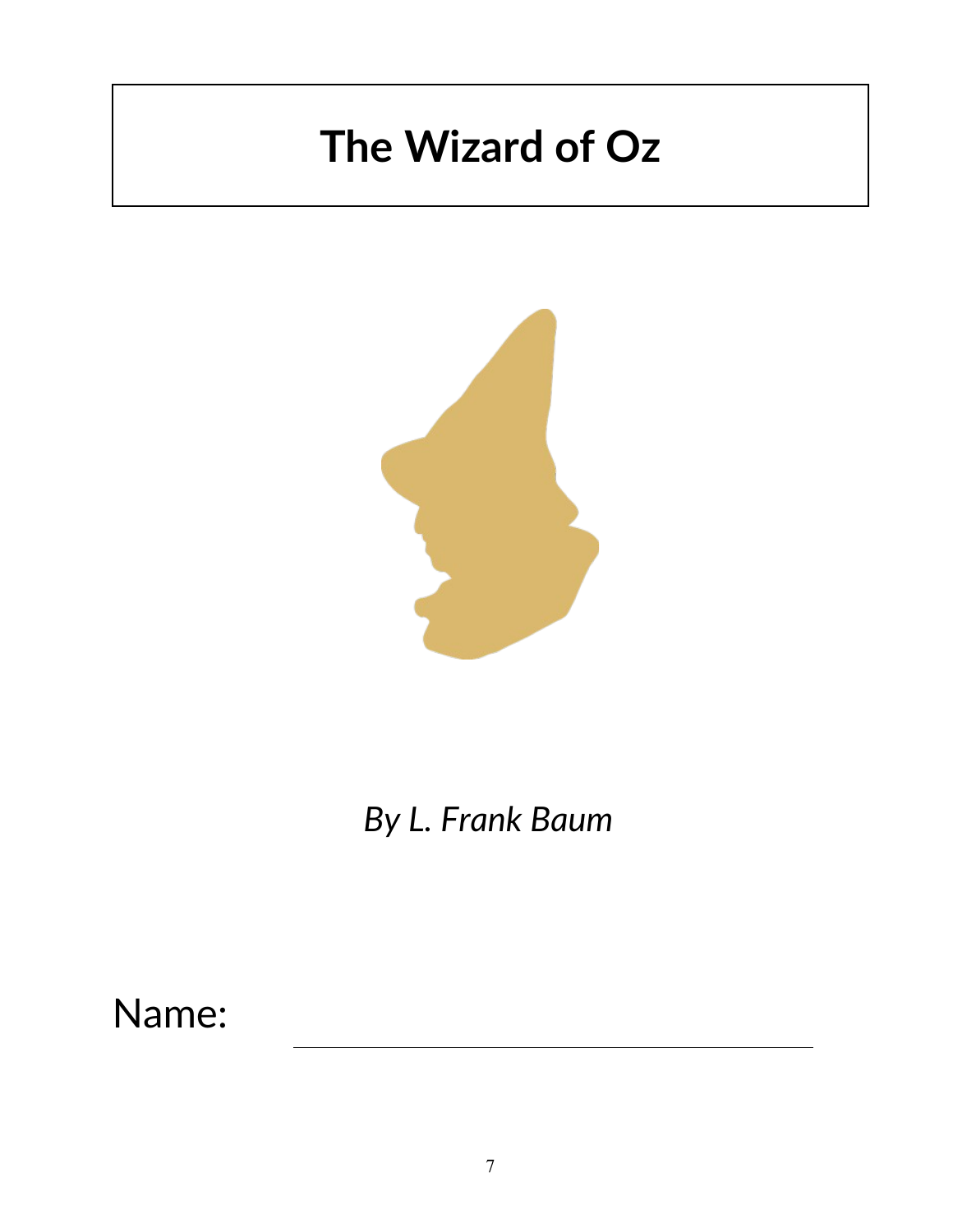# The Wizard of Oz

*By L. Frank Baum*

Name: ______________________________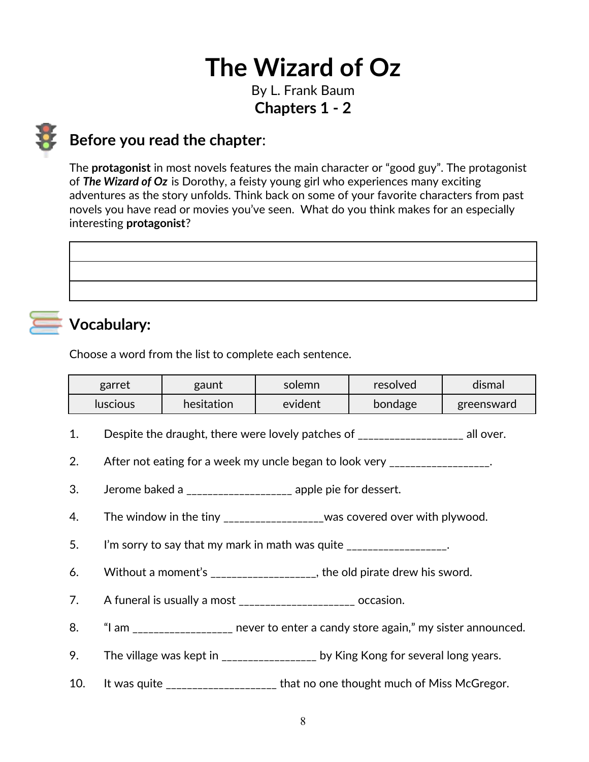# The Wizard of Oz

By L. Frank Baum

**Chapters 1 - 2**

## Before you read the chapter:

The **protagonist** in most novels features the main character or "good guy". The protagonist of ***The Wizard of Oz*** is Dorothy, a feisty young girl who experiences many exciting adventures as the story unfolds. Think back on some of your favorite characters from past novels you have read or movies you've seen. What do you think makes for an especially interesting **protagonist**?

| |
|---|
| |
| |
| |

## Vocabulary:

Choose a word from the list to complete each sentence.

| garret | gaunt | solemn | resolved | dismal |
|---|---|---|---|---|
| luscious | hesitation | evident | bondage | greensward |

1. Despite the draught, there were lovely patches of __________________ all over.
2. After not eating for a week my uncle began to look very _________________.
3. Jerome baked a __________________ apple pie for dessert.
4. The window in the tiny _________________was covered over with plywood.
5. I'm sorry to say that my mark in math was quite _________________.
6. Without a moment's _________________, the old pirate drew his sword.
7. A funeral is usually a most ___________________ occasion.
8. "I am _________________ never to enter a candy store again," my sister announced.
9. The village was kept in ________________ by King Kong for several long years.
10. It was quite ___________________ that no one thought much of Miss McGregor.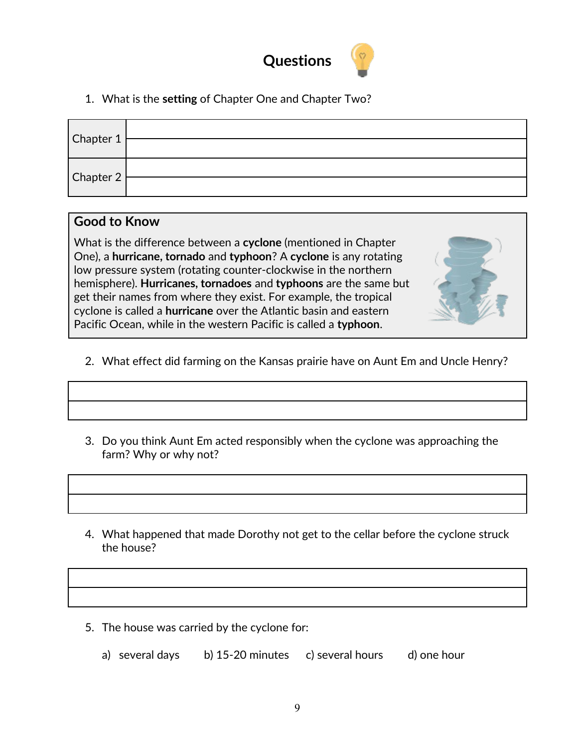## Questions

1. What is the **setting** of Chapter One and Chapter Two?

| | |
|---|---|
| Chapter 1 | |
| | |
| Chapter 2 | |
| | |

### Good to Know

What is the difference between a **cyclone** (mentioned in Chapter One), a **hurricane, tornado** and **typhoon**? A **cyclone** is any rotating low pressure system (rotating counter-clockwise in the northern hemisphere). **Hurricanes, tornadoes** and **typhoons** are the same but get their names from where they exist. For example, the tropical cyclone is called a **hurricane** over the Atlantic basin and eastern Pacific Ocean, while in the western Pacific is called a **typhoon**.

2. What effect did farming on the Kansas prairie have on Aunt Em and Uncle Henry?

| |
|---|
| |
| |

3. Do you think Aunt Em acted responsibly when the cyclone was approaching the farm? Why or why not?

| |
|---|
| |
| |

4. What happened that made Dorothy not get to the cellar before the cyclone struck the house?

| |
|---|
| |
| |

5. The house was carried by the cyclone for:

   a) several days  b) 15-20 minutes  c) several hours  d) one hour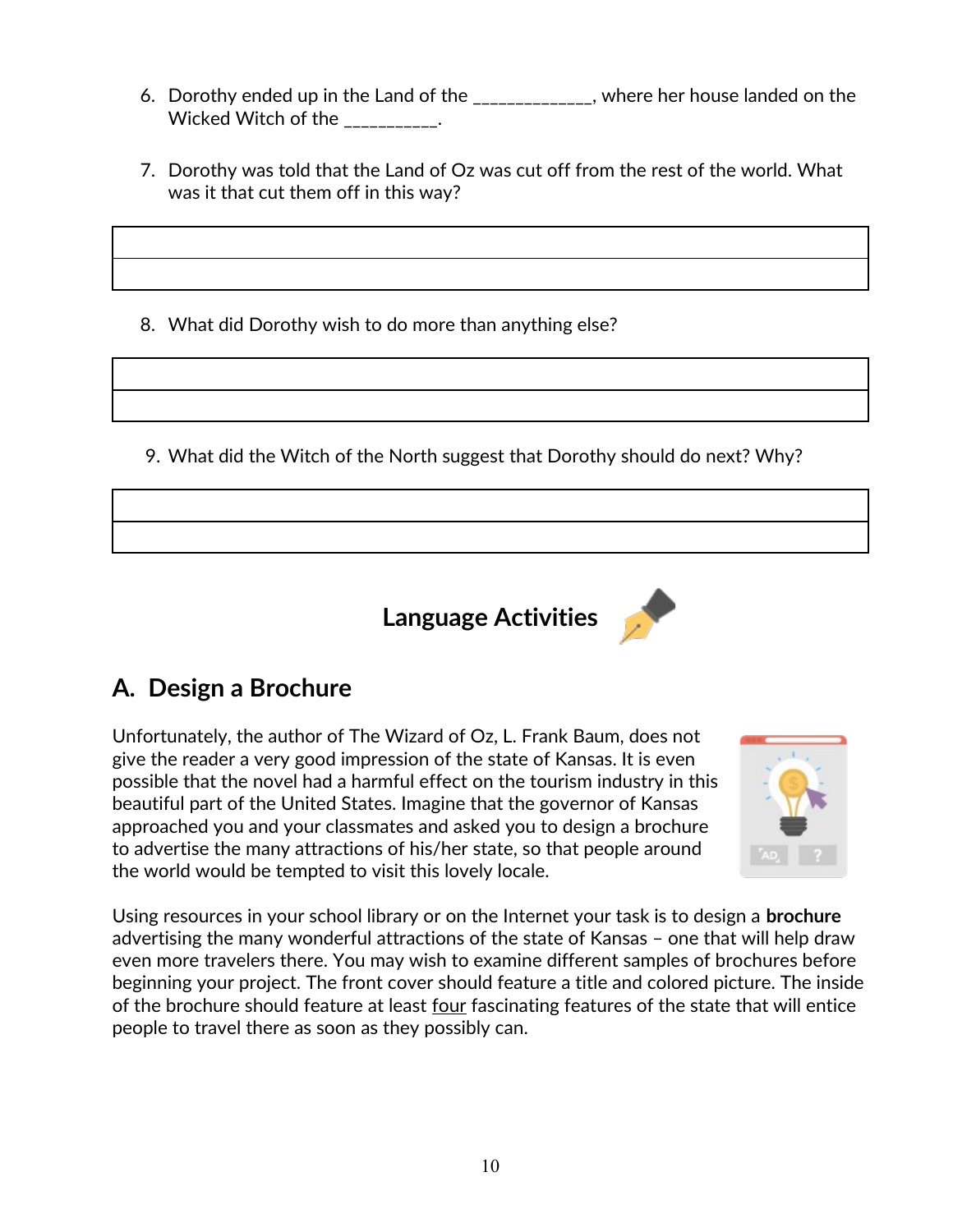6. Dorothy ended up in the Land of the _____________, where her house landed on the Wicked Witch of the __________.

7. Dorothy was told that the Land of Oz was cut off from the rest of the world. What was it that cut them off in this way?

| |
|---|
| |

8. What did Dorothy wish to do more than anything else?

| |
|---|
| |

9. What did the Witch of the North suggest that Dorothy should do next? Why?

| |
|---|
| |

## Language Activities

## A. Design a Brochure

Unfortunately, the author of The Wizard of Oz, L. Frank Baum, does not give the reader a very good impression of the state of Kansas. It is even possible that the novel had a harmful effect on the tourism industry in this beautiful part of the United States. Imagine that the governor of Kansas approached you and your classmates and asked you to design a brochure to advertise the many attractions of his/her state, so that people around the world would be tempted to visit this lovely locale.

Using resources in your school library or on the Internet your task is to design a **brochure** advertising the many wonderful attractions of the state of Kansas – one that will help draw even more travelers there. You may wish to examine different samples of brochures before beginning your project. The front cover should feature a title and colored picture. The inside of the brochure should feature at least <u>four</u> fascinating features of the state that will entice people to travel there as soon as they possibly can.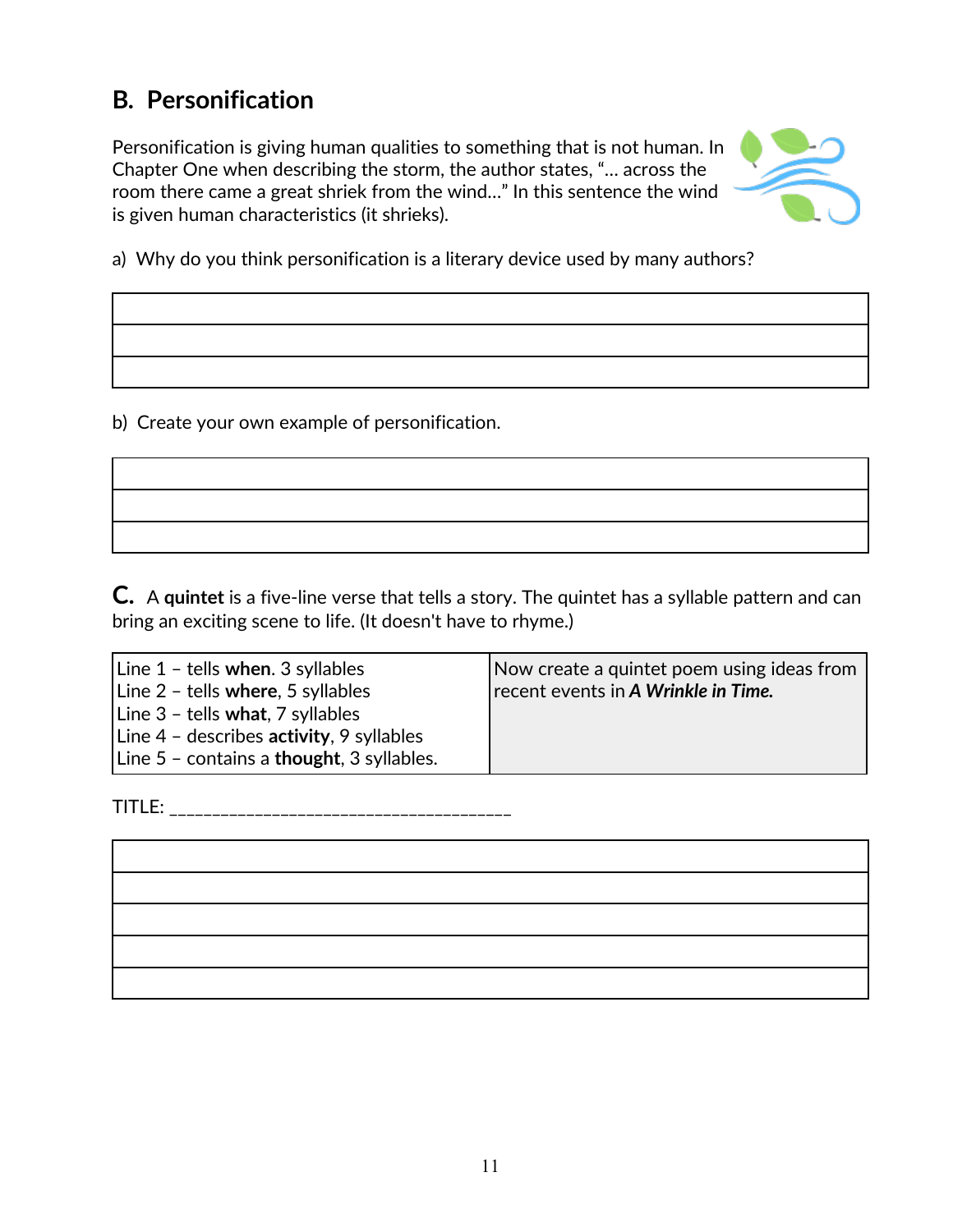## B. Personification

Personification is giving human qualities to something that is not human. In Chapter One when describing the storm, the author states, "… across the room there came a great shriek from the wind…" In this sentence the wind is given human characteristics (it shrieks).

a) Why do you think personification is a literary device used by many authors?

| |
|---|
| |
| |
| |

b) Create your own example of personification.

| |
|---|
| |
| |
| |

**C.** A **quintet** is a five-line verse that tells a story. The quintet has a syllable pattern and can bring an exciting scene to life. (It doesn't have to rhyme.)

| | |
|---|---|
| Line 1 – tells **when**. 3 syllables<br>Line 2 – tells **where**, 5 syllables<br>Line 3 – tells **what**, 7 syllables<br>Line 4 – describes **activity**, 9 syllables<br>Line 5 – contains a **thought**, 3 syllables. | Now create a quintet poem using ideas from recent events in ***A Wrinkle in Time.*** |

TITLE: _______________________________________

| |
|---|
| |
| |
| |
| |
| |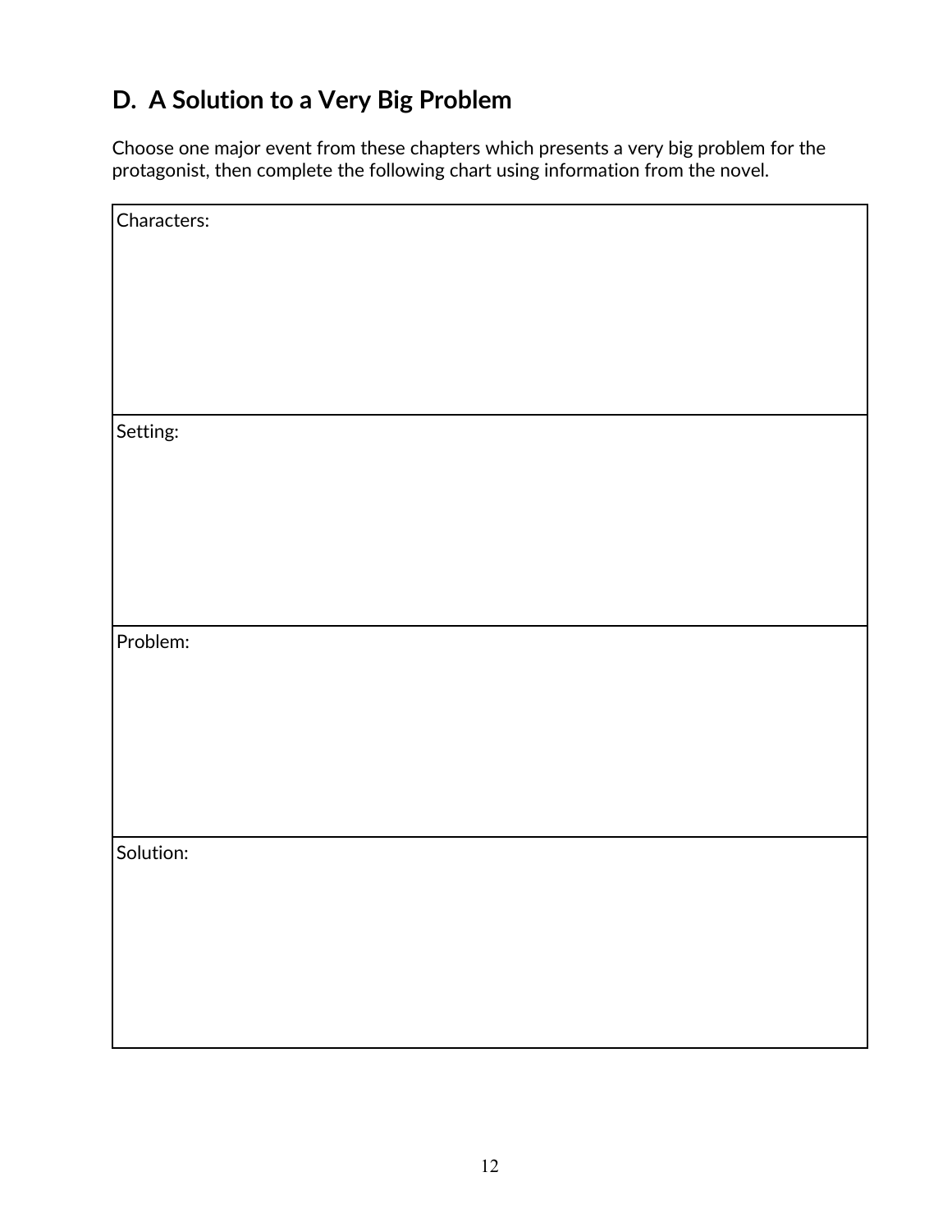## D. A Solution to a Very Big Problem

Choose one major event from these chapters which presents a very big problem for the protagonist, then complete the following chart using information from the novel.

| Characters: |
|---|
| Setting: |
| Problem: |
| Solution: |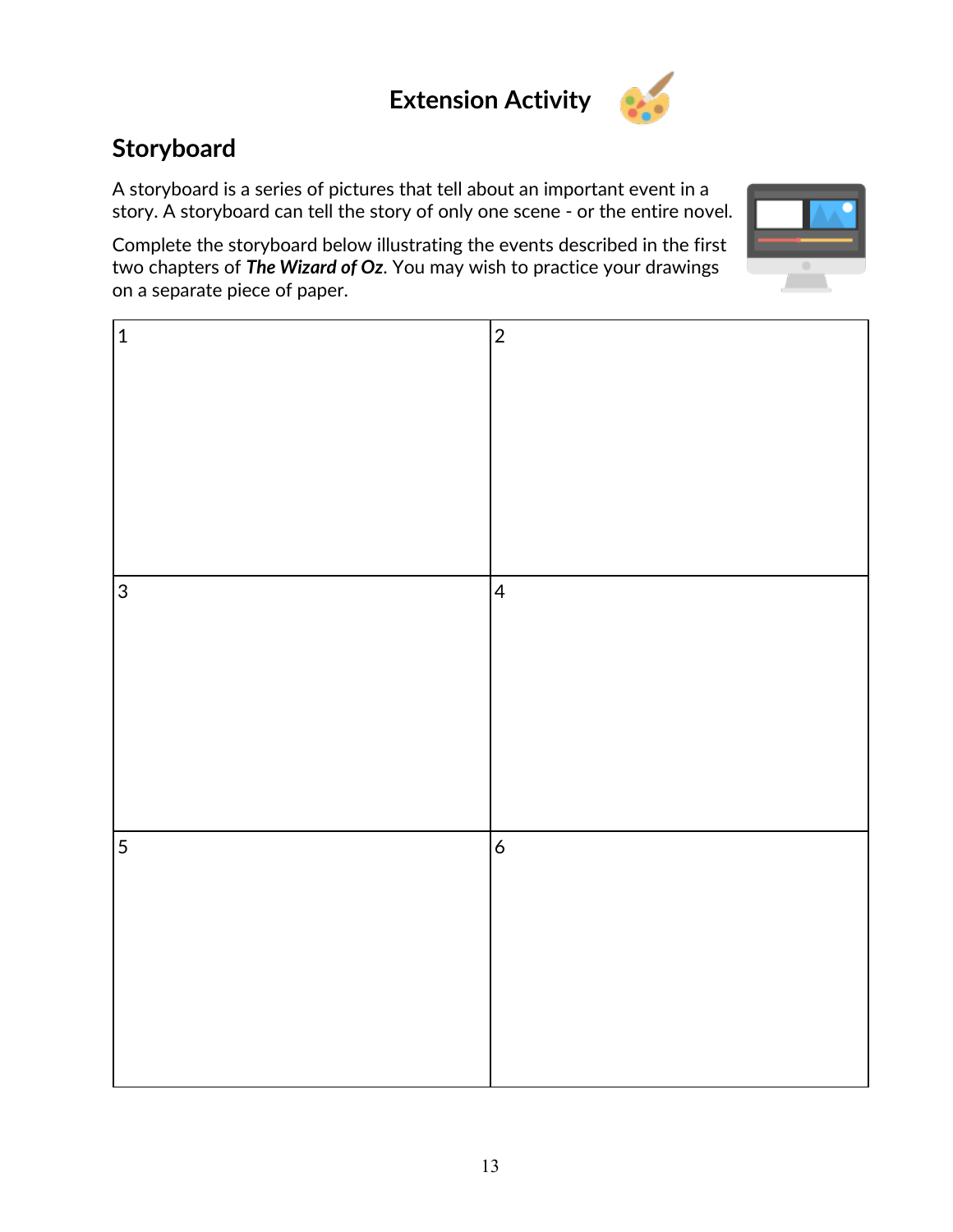# Extension Activity

## Storyboard

A storyboard is a series of pictures that tell about an important event in a story. A storyboard can tell the story of only one scene - or the entire novel.

Complete the storyboard below illustrating the events described in the first two chapters of ***The Wizard of Oz***. You may wish to practice your drawings on a separate piece of paper.

| | |
|---|---|
| 1 | 2 |
| 3 | 4 |
| 5 | 6 |